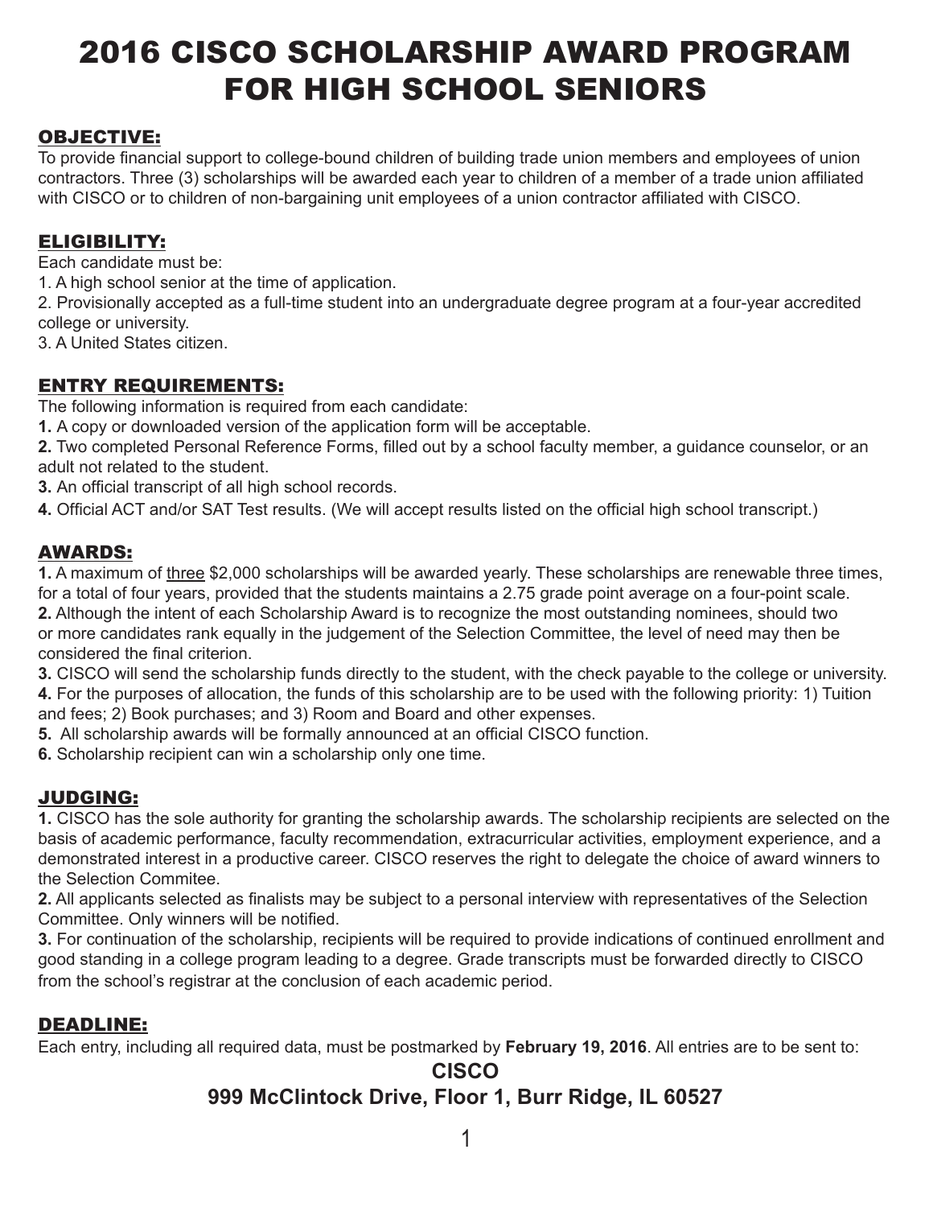# 2016 CISCO SCHOLARSHIP AWARD PROGRAM FOR HIGH SCHOOL SENIORS

## OBJECTIVE:

To provide financial support to college-bound children of building trade union members and employees of union contractors. Three (3) scholarships will be awarded each year to children of a member of a trade union affiliated with CISCO or to children of non-bargaining unit employees of a union contractor affiliated with CISCO.

## ELIGIBILITY:

Each candidate must be:

1. A high school senior at the time of application.
2. Provisionally accepted as a full-time student into an undergraduate degree program at a four-year accredited college or university.
3. A United States citizen.

## ENTRY REQUIREMENTS:

The following information is required from each candidate:

**1.** A copy or downloaded version of the application form will be acceptable.

**2.** Two completed Personal Reference Forms, filled out by a school faculty member, a guidance counselor, or an adult not related to the student.

**3.** An official transcript of all high school records.

**4.** Official ACT and/or SAT Test results. (We will accept results listed on the official high school transcript.)

## AWARDS:

**1.** A maximum of three $2,000 scholarships will be awarded yearly. These scholarships are renewable three times, for a total of four years, provided that the students maintains a 2.75 grade point average on a four-point scale.

**2.** Although the intent of each Scholarship Award is to recognize the most outstanding nominees, should two or more candidates rank equally in the judgement of the Selection Committee, the level of need may then be considered the final criterion.

**3.** CISCO will send the scholarship funds directly to the student, with the check payable to the college or university.

**4.** For the purposes of allocation, the funds of this scholarship are to be used with the following priority: 1) Tuition and fees; 2) Book purchases; and 3) Room and Board and other expenses.

**5.** All scholarship awards will be formally announced at an official CISCO function.

**6.** Scholarship recipient can win a scholarship only one time.

## JUDGING:

**1.** CISCO has the sole authority for granting the scholarship awards. The scholarship recipients are selected on the basis of academic performance, faculty recommendation, extracurricular activities, employment experience, and a demonstrated interest in a productive career. CISCO reserves the right to delegate the choice of award winners to the Selection Commitee.

**2.** All applicants selected as finalists may be subject to a personal interview with representatives of the Selection Committee. Only winners will be notified.

**3.** For continuation of the scholarship, recipients will be required to provide indications of continued enrollment and good standing in a college program leading to a degree. Grade transcripts must be forwarded directly to CISCO from the school's registrar at the conclusion of each academic period.

## DEADLINE:

Each entry, including all required data, must be postmarked by **February 19, 2016**. All entries are to be sent to:

**CISCO**

**999 McClintock Drive, Floor 1, Burr Ridge, IL 60527**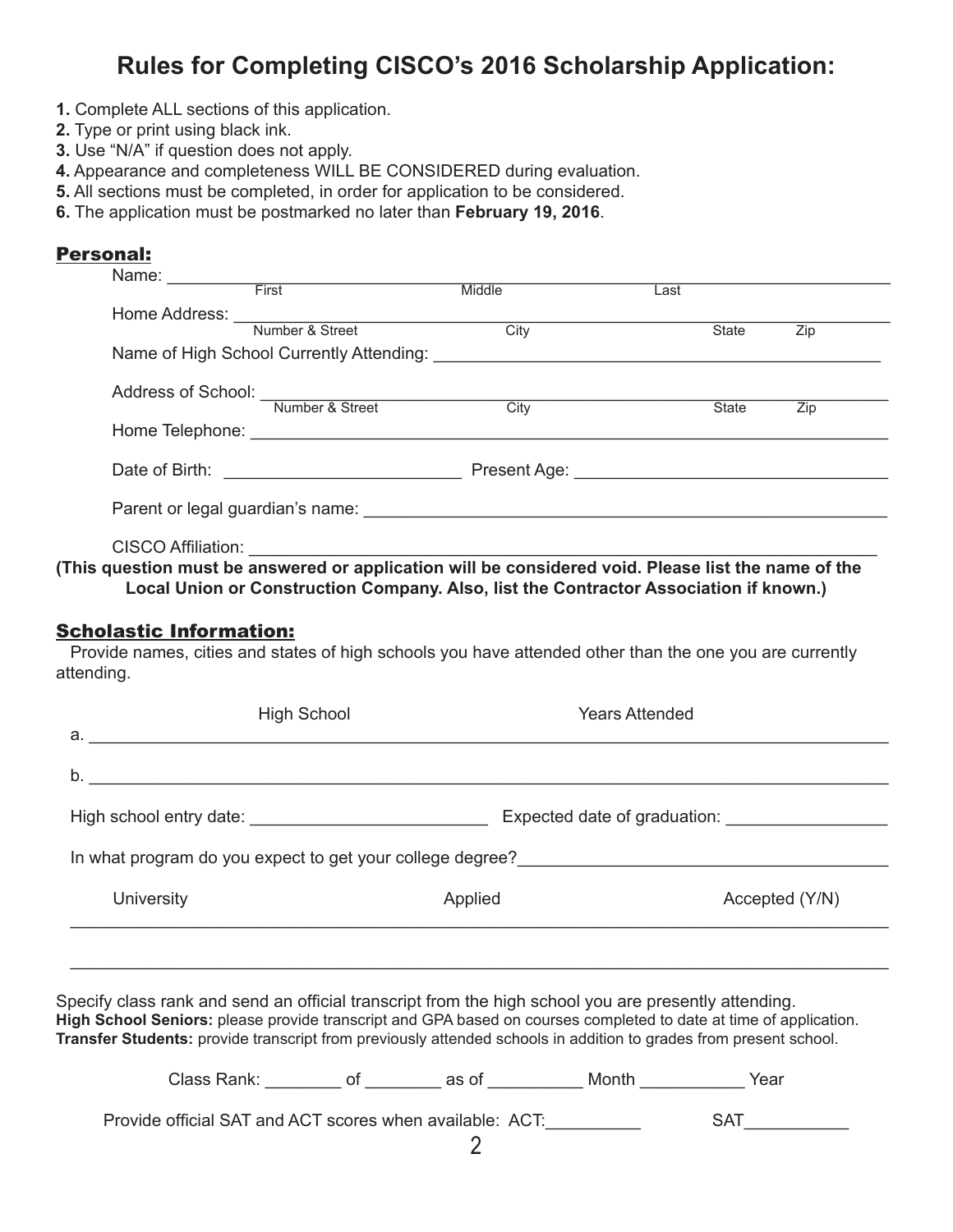# Rules for Completing CISCO's 2016 Scholarship Application:

**1.** Complete ALL sections of this application.
**2.** Type or print using black ink.
**3.** Use "N/A" if question does not apply.
**4.** Appearance and completeness WILL BE CONSIDERED during evaluation.
**5.** All sections must be completed, in order for application to be considered.
**6.** The application must be postmarked no later than **February 19, 2016**.

## Personal:

Name: ______________________________________________________________
First Middle Last

Home Address: ______________________________________________________
Number & Street City State Zip

Name of High School Currently Attending: ___________________________________

Address of School: ___________________________________________________
Number & Street City State Zip

Home Telephone: _____________________________________________________

Date of Birth: ________________________ Present Age: ____________________________

Parent or legal guardian's name: ________________________________________________

CISCO Affiliation: ____________________________________________________________

**(This question must be answered or application will be considered void. Please list the name of the Local Union or Construction Company. Also, list the Contractor Association if known.)**

## Scholastic Information:

Provide names, cities and states of high schools you have attended other than the one you are currently attending.

| | High School | Years Attended |
|---|---|---|
| a. | | |
| b. | | |

High school entry date: ________________________ Expected date of graduation: ________________

In what program do you expect to get your college degree?______________________________________

| University | Applied | Accepted (Y/N) |
|---|---|---|
| | | |
| | | |

Specify class rank and send an official transcript from the high school you are presently attending.
**High School Seniors:** please provide transcript and GPA based on courses completed to date at time of application.
**Transfer Students:** provide transcript from previously attended schools in addition to grades from present school.

Class Rank: ________ of ________ as of __________ Month ___________ Year

Provide official SAT and ACT scores when available: ACT:__________ SAT___________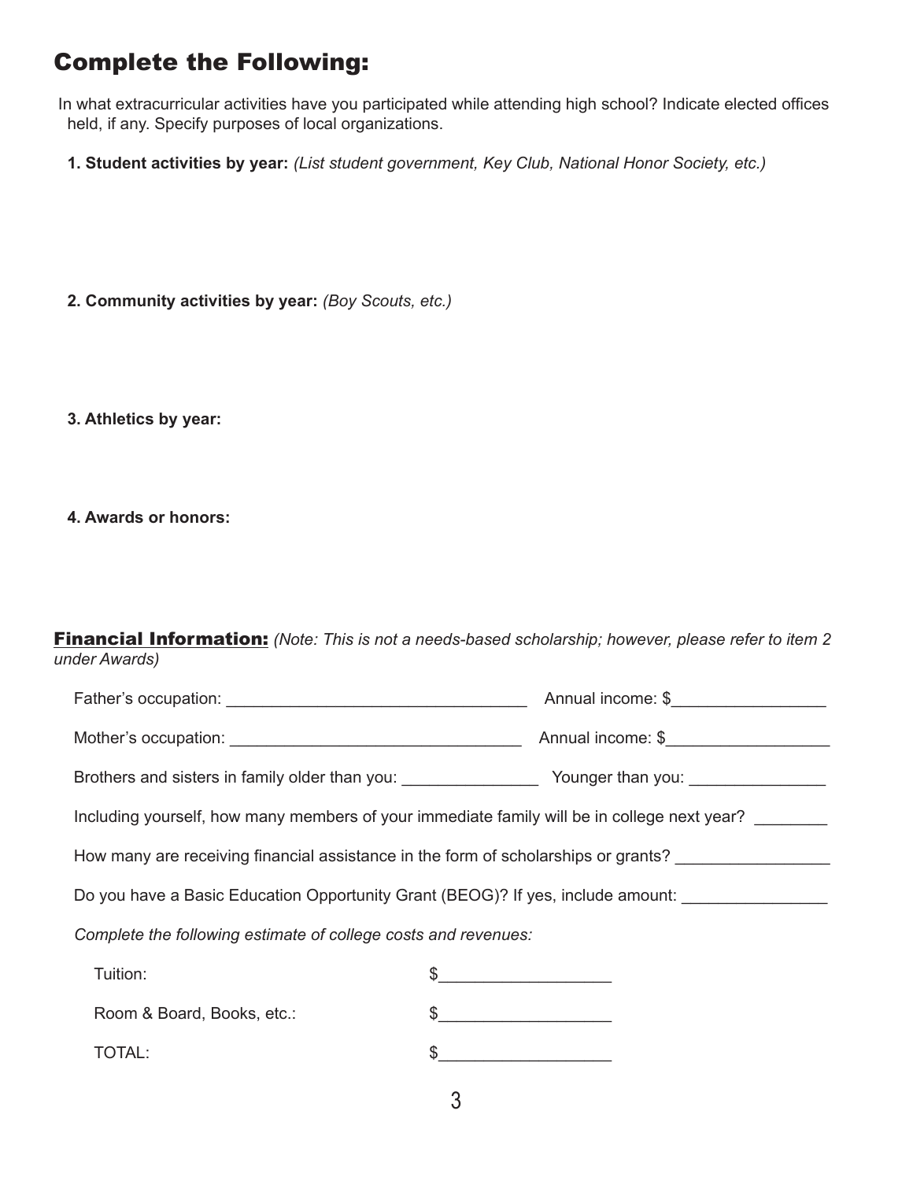# Complete the Following:

In what extracurricular activities have you participated while attending high school? Indicate elected offices held, if any. Specify purposes of local organizations.

**1. Student activities by year:** *(List student government, Key Club, National Honor Society, etc.)*

**2. Community activities by year:** *(Boy Scouts, etc.)*

**3. Athletics by year:**

**4. Awards or honors:**

## Financial Information: *(Note: This is not a needs-based scholarship; however, please refer to item 2 under Awards)*

Father's occupation: _________________________________ Annual income: $________________

Mother's occupation: ________________________________ Annual income: $_________________

Brothers and sisters in family older than you: _______________ Younger than you: _______________

Including yourself, how many members of your immediate family will be in college next year? ________

How many are receiving financial assistance in the form of scholarships or grants? ________________

Do you have a Basic Education Opportunity Grant (BEOG)? If yes, include amount: _______________

*Complete the following estimate of college costs and revenues:*

Tuition: $__________________

Room & Board, Books, etc.: $__________________

TOTAL: $__________________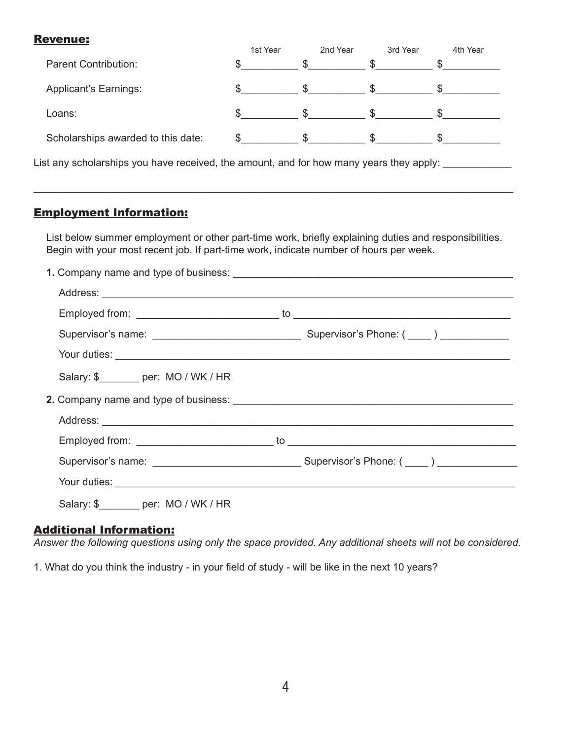## Revenue:

| | 1st Year | 2nd Year | 3rd Year | 4th Year |
|---|---|---|---|---|
| Parent Contribution: | $__________ | $__________ | $__________ | $__________ |
| Applicant's Earnings: | $__________ | $__________ | $__________ | $__________ |
| Loans: | $__________ | $__________ | $__________ | $__________ |
| Scholarships awarded to this date: | $__________ | $__________ | $__________ | $__________ |

List any scholarships you have received, the amount, and for how many years they apply: ____________

______________________________________________________________________________

## Employment Information:

List below summer employment or other part-time work, briefly explaining duties and responsibilities. Begin with your most recent job. If part-time work, indicate number of hours per week.

**1.** Company name and type of business: ______________________________________________

Address: ______________________________________________________________________

Employed from: _________________________ to ______________________________________

Supervisor's name: __________________________ Supervisor's Phone: ( ____ ) ____________

Your duties: ____________________________________________________________________

Salary: $_______ per: MO / WK / HR

**2.** Company name and type of business: ______________________________________________

Address: ______________________________________________________________________

Employed from: ________________________ to ________________________________________

Supervisor's name: __________________________ Supervisor's Phone: ( ____ ) ______________

Your duties: _____________________________________________________________________

Salary: $_______ per: MO / WK / HR

## Additional Information:

*Answer the following questions using only the space provided. Any additional sheets will not be considered.*

1. What do you think the industry - in your field of study - will be like in the next 10 years?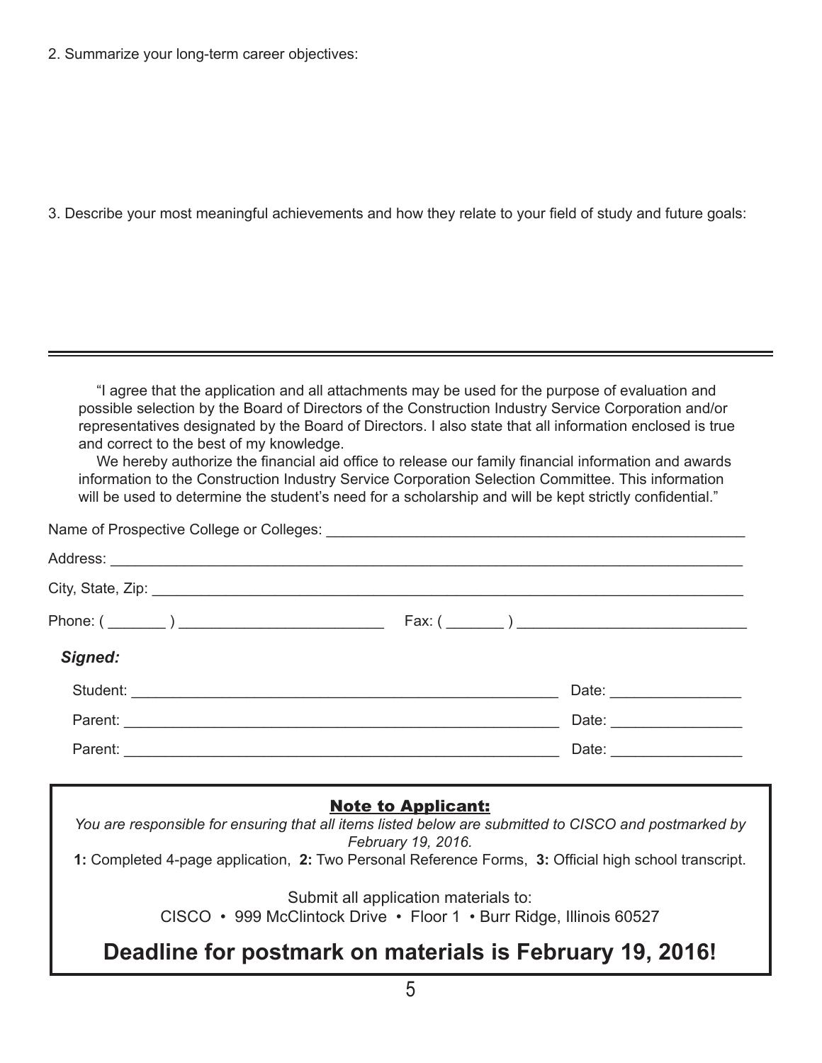2. Summarize your long-term career objectives:

3. Describe your most meaningful achievements and how they relate to your field of study and future goals:

---

"I agree that the application and all attachments may be used for the purpose of evaluation and possible selection by the Board of Directors of the Construction Industry Service Corporation and/or representatives designated by the Board of Directors. I also state that all information enclosed is true and correct to the best of my knowledge.

We hereby authorize the financial aid office to release our family financial information and awards information to the Construction Industry Service Corporation Selection Committee. This information will be used to determine the student's need for a scholarship and will be kept strictly confidential."

Name of Prospective College or Colleges: ____________________________________________________

Address: ________________________________________________________________________________

City, State, Zip: __________________________________________________________________________

Phone: ( _______ ) ________________________ Fax: ( _______ ) ___________________________

***Signed:***

Student: ___________________________________________________ Date: _______________

Parent: ___________________________________________________ Date: _______________

Parent: ___________________________________________________ Date: _______________

**Note to Applicant:**

*You are responsible for ensuring that all items listed below are submitted to CISCO and postmarked by February 19, 2016.*

**1:** Completed 4-page application, **2:** Two Personal Reference Forms, **3:** Official high school transcript.

Submit all application materials to:
CISCO • 999 McClintock Drive • Floor 1 • Burr Ridge, Illinois 60527

**Deadline for postmark on materials is February 19, 2016!**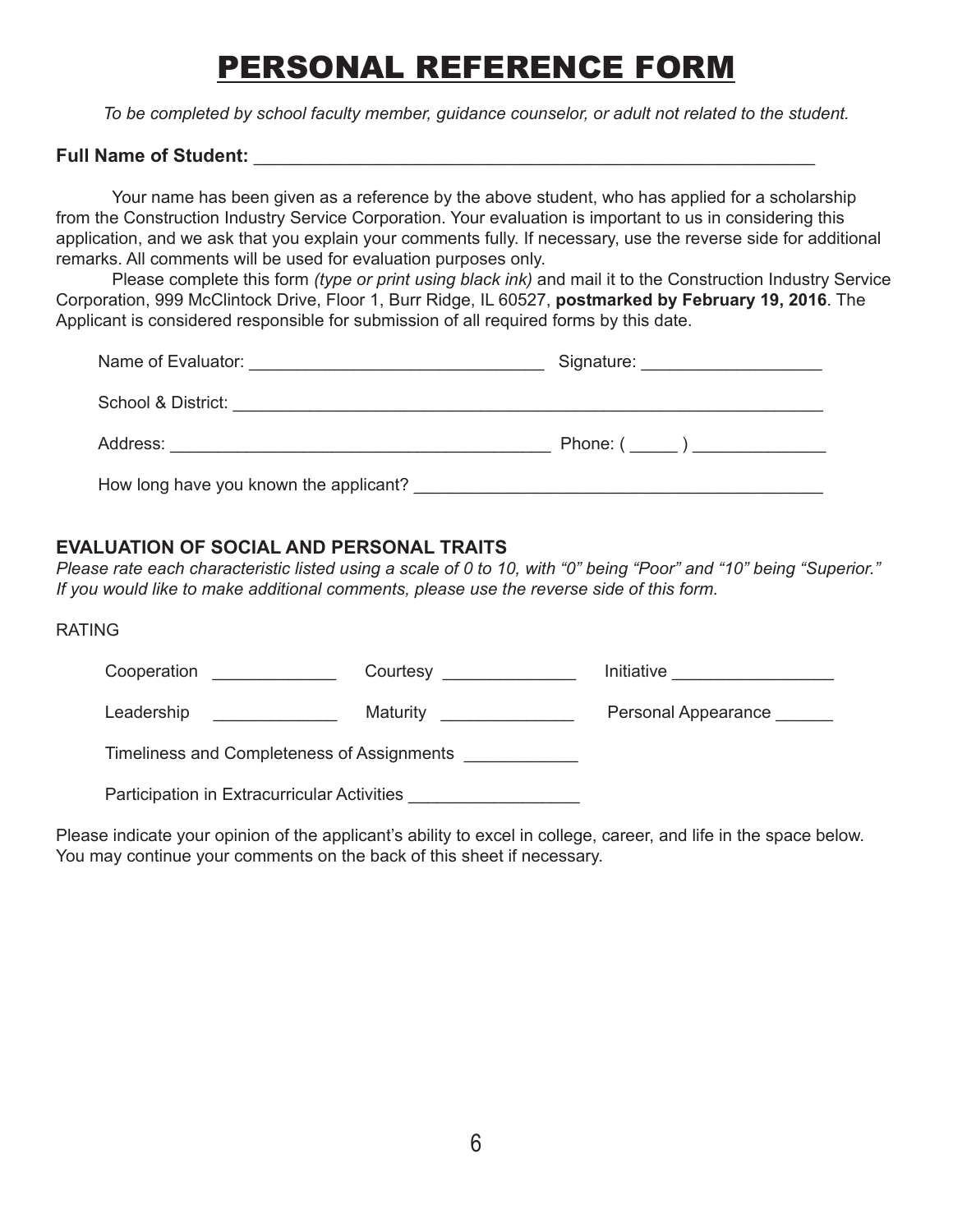# PERSONAL REFERENCE FORM

*To be completed by school faculty member, guidance counselor, or adult not related to the student.*

**Full Name of Student:** ___________________________________________________________

Your name has been given as a reference by the above student, who has applied for a scholarship from the Construction Industry Service Corporation. Your evaluation is important to us in considering this application, and we ask that you explain your comments fully. If necessary, use the reverse side for additional remarks. All comments will be used for evaluation purposes only.

Please complete this form *(type or print using black ink)* and mail it to the Construction Industry Service Corporation, 999 McClintock Drive, Floor 1, Burr Ridge, IL 60527, **postmarked by February 19, 2016**. The Applicant is considered responsible for submission of all required forms by this date.

Name of Evaluator: _______________________________ Signature: ___________________

School & District: _________________________________________________________________

Address: _______________________________________ Phone: ( _____ ) ______________

How long have you known the applicant? ___________________________________________

### EVALUATION OF SOCIAL AND PERSONAL TRAITS

*Please rate each characteristic listed using a scale of 0 to 10, with "0" being "Poor" and "10" being "Superior." If you would like to make additional comments, please use the reverse side of this form.*

RATING

Cooperation _____________ Courtesy ______________ Initiative _________________

Leadership _____________ Maturity ______________ Personal Appearance ______

Timeliness and Completeness of Assignments ___________

Participation in Extracurricular Activities _________________

Please indicate your opinion of the applicant's ability to excel in college, career, and life in the space below. You may continue your comments on the back of this sheet if necessary.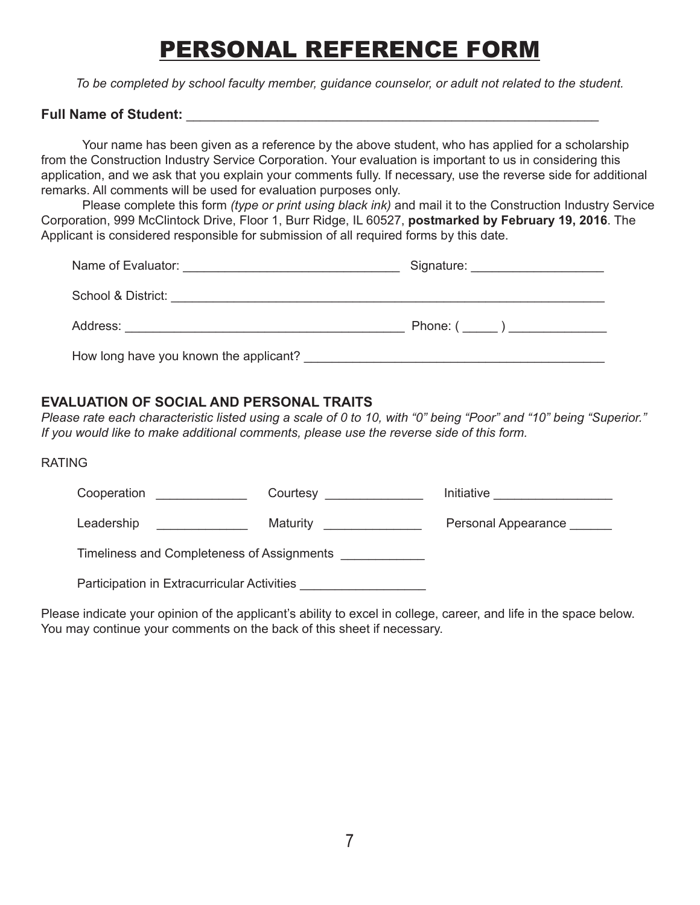# PERSONAL REFERENCE FORM

*To be completed by school faculty member, guidance counselor, or adult not related to the student.*

**Full Name of Student:** ___________________________________________________________

Your name has been given as a reference by the above student, who has applied for a scholarship from the Construction Industry Service Corporation. Your evaluation is important to us in considering this application, and we ask that you explain your comments fully. If necessary, use the reverse side for additional remarks. All comments will be used for evaluation purposes only.

Please complete this form *(type or print using black ink)* and mail it to the Construction Industry Service Corporation, 999 McClintock Drive, Floor 1, Burr Ridge, IL 60527, **postmarked by February 19, 2016**. The Applicant is considered responsible for submission of all required forms by this date.

Name of Evaluator: _______________________________ Signature: ___________________

School & District: _________________________________________________________________

Address: _______________________________________ Phone: ( _____ ) ______________

How long have you known the applicant? __________________________________________

### EVALUATION OF SOCIAL AND PERSONAL TRAITS

*Please rate each characteristic listed using a scale of 0 to 10, with "0" being "Poor" and "10" being "Superior." If you would like to make additional comments, please use the reverse side of this form.*

RATING

Cooperation _____________ Courtesy ______________ Initiative _________________

Leadership _____________ Maturity ______________ Personal Appearance ______

Timeliness and Completeness of Assignments ____________

Participation in Extracurricular Activities __________________

Please indicate your opinion of the applicant's ability to excel in college, career, and life in the space below. You may continue your comments on the back of this sheet if necessary.